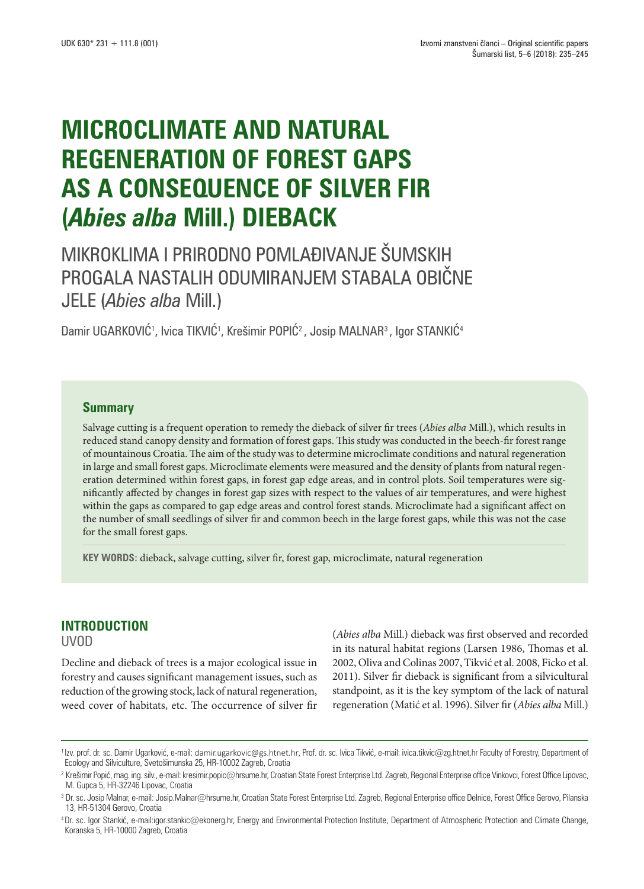UDK 630* 231 + 111.8 (001)

Izvorni znanstveni članci – Original scientific papers

# MICROCLIMATE AND NATURAL REGENERATION OF FOREST GAPS AS A CONSEQUENCE OF SILVER FIR (*Abies alba* Mill.) DIEBACK

## MIKROKLIMA I PRIRODNO POMLAĐIVANJE ŠUMSKIH PROGALA NASTALIH ODUMIRANJEM STABALA OBIČNE JELE (*Abies alba* Mill.)

Damir UGARKOVIĆ[1], Ivica TIKVIĆ[1], Krešimir POPIĆ[2], Josip MALNAR[3], Igor STANKIĆ[4]

### Summary

Salvage cutting is a frequent operation to remedy the dieback of silver fir trees (*Abies alba* Mill.), which results in reduced stand canopy density and formation of forest gaps. This study was conducted in the beech-fir forest range of mountainous Croatia. The aim of the study was to determine microclimate conditions and natural regeneration in large and small forest gaps. Microclimate elements were measured and the density of plants from natural regeneration determined within forest gaps, in forest gap edge areas, and in control plots. Soil temperatures were significantly affected by changes in forest gap sizes with respect to the values of air temperatures, and were highest within the gaps as compared to gap edge areas and control forest stands. Microclimate had a significant affect on the number of small seedlings of silver fir and common beech in the large forest gaps, while this was not the case for the small forest gaps.

**KEY WORDS:** dieback, salvage cutting, silver fir, forest gap, microclimate, natural regeneration

## INTRODUCTION
UVOD

Decline and dieback of trees is a major ecological issue in forestry and causes significant management issues, such as reduction of the growing stock, lack of natural regeneration, weed cover of habitats, etc. The occurrence of silver fir (*Abies alba* Mill.) dieback was first observed and recorded in its natural habitat regions (Larsen 1986, Thomas et al. 2002, Oliva and Colinas 2007, Tikvić et al. 2008, Ficko et al. 2011). Silver fir dieback is significant from a silvicultural standpoint, as it is the key symptom of the lack of natural regeneration (Matić et al. 1996). Silver fir (*Abies alba* Mill.)

---

[1] Izv. prof. dr. sc. Damir Ugarković, e-mail: damir.ugarkovic@gs.htnet.hr, Prof. dr. sc. Ivica Tikvić, e-mail: ivica.tikvic@zg.htnet.hr Faculty of Forestry, Department of Ecology and Silviculture, Svetošimunska 25, HR-10002 Zagreb, Croatia

[2] Krešimir Popić, mag. ing. silv., e-mail: kresimir.popic@hrsume.hr, Croatian State Forest Enterprise Ltd. Zagreb, Regional Enterprise office Vinkovci, Forest Office Lipovac, M. Gupca 5, HR-32246 Lipovac, Croatia

[3] Dr. sc. Josip Malnar, e-mail: Josip.Malnar@hrsume.hr, Croatian State Forest Enterprise Ltd. Zagreb, Regional Enterprise office Delnice, Forest Office Gerovo, Pilanska 13, HR-51304 Gerovo, Croatia

[4] Dr. sc. Igor Stankić, e-mail:igor.stankic@ekonerg.hr, Energy and Environmental Protection Institute, Department of Atmospheric Protection and Climate Change, Koranska 5, HR-10000 Zagreb, Croatia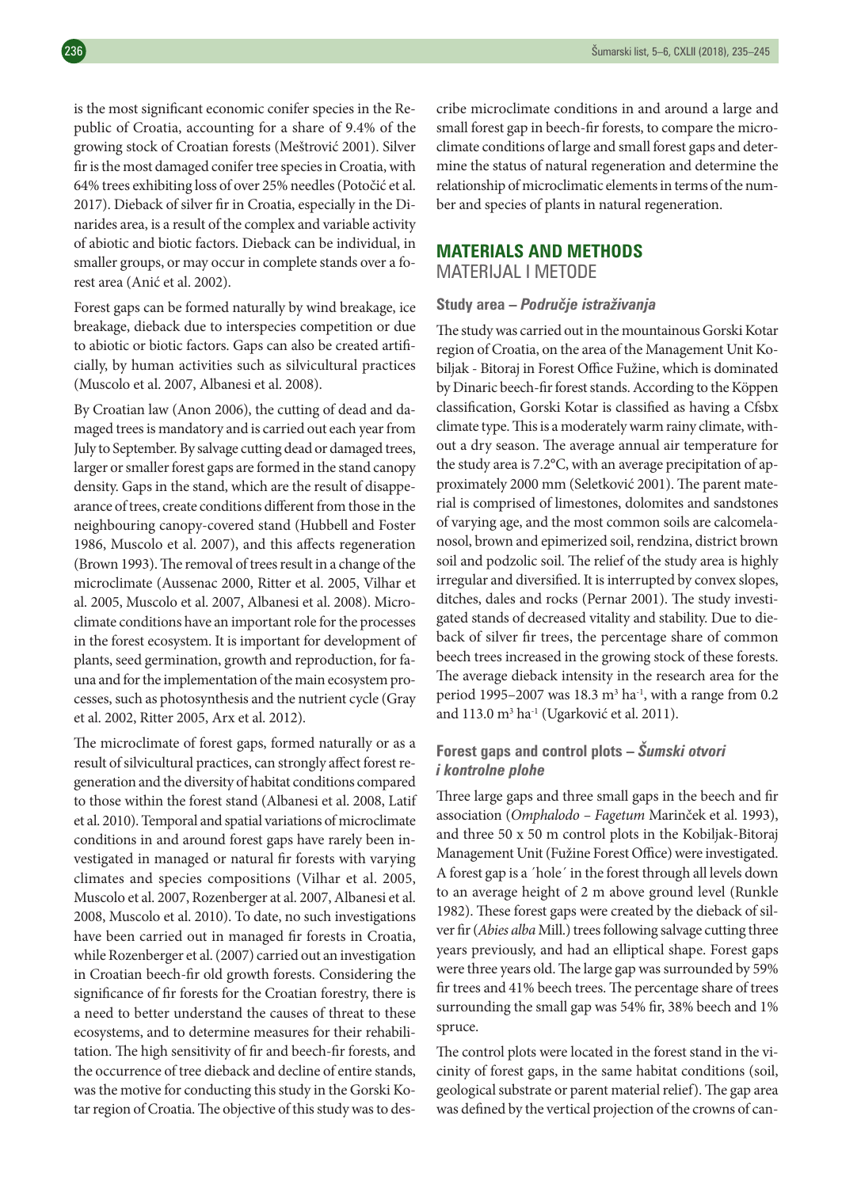is the most significant economic conifer species in the Republic of Croatia, accounting for a share of 9.4% of the growing stock of Croatian forests (Meštrović 2001). Silver fir is the most damaged conifer tree species in Croatia, with 64% trees exhibiting loss of over 25% needles (Potočić et al. 2017). Dieback of silver fir in Croatia, especially in the Dinarides area, is a result of the complex and variable activity of abiotic and biotic factors. Dieback can be individual, in smaller groups, or may occur in complete stands over a forest area (Anić et al. 2002).

Forest gaps can be formed naturally by wind breakage, ice breakage, dieback due to interspecies competition or due to abiotic or biotic factors. Gaps can also be created artificially, by human activities such as silvicultural practices (Muscolo et al. 2007, Albanesi et al. 2008).

By Croatian law (Anon 2006), the cutting of dead and damaged trees is mandatory and is carried out each year from July to September. By salvage cutting dead or damaged trees, larger or smaller forest gaps are formed in the stand canopy density. Gaps in the stand, which are the result of disappearance of trees, create conditions different from those in the neighbouring canopy-covered stand (Hubbell and Foster 1986, Muscolo et al. 2007), and this affects regeneration (Brown 1993). The removal of trees result in a change of the microclimate (Aussenac 2000, Ritter et al. 2005, Vilhar et al. 2005, Muscolo et al. 2007, Albanesi et al. 2008). Microclimate conditions have an important role for the processes in the forest ecosystem. It is important for development of plants, seed germination, growth and reproduction, for fauna and for the implementation of the main ecosystem processes, such as photosynthesis and the nutrient cycle (Gray et al. 2002, Ritter 2005, Arx et al. 2012).

The microclimate of forest gaps, formed naturally or as a result of silvicultural practices, can strongly affect forest regeneration and the diversity of habitat conditions compared to those within the forest stand (Albanesi et al. 2008, Latif et al. 2010). Temporal and spatial variations of microclimate conditions in and around forest gaps have rarely been investigated in managed or natural fir forests with varying climates and species compositions (Vilhar et al. 2005, Muscolo et al. 2007, Rozenberger at al. 2007, Albanesi et al. 2008, Muscolo et al. 2010). To date, no such investigations have been carried out in managed fir forests in Croatia, while Rozenberger et al. (2007) carried out an investigation in Croatian beech-fir old growth forests. Considering the significance of fir forests for the Croatian forestry, there is a need to better understand the causes of threat to these ecosystems, and to determine measures for their rehabilitation. The high sensitivity of fir and beech-fir forests, and the occurrence of tree dieback and decline of entire stands, was the motive for conducting this study in the Gorski Kotar region of Croatia. The objective of this study was to describe microclimate conditions in and around a large and small forest gap in beech-fir forests, to compare the microclimate conditions of large and small forest gaps and determine the status of natural regeneration and determine the relationship of microclimatic elements in terms of the number and species of plants in natural regeneration.

## MATERIALS AND METHODS
MATERIJAL I METODE

### Study area – *Područje istraživanja*

The study was carried out in the mountainous Gorski Kotar region of Croatia, on the area of the Management Unit Kobiljak - Bitoraj in Forest Office Fužine, which is dominated by Dinaric beech-fir forest stands. According to the Köppen classification, Gorski Kotar is classified as having a Cfsbx climate type. This is a moderately warm rainy climate, without a dry season. The average annual air temperature for the study area is 7.2°C, with an average precipitation of approximately 2000 mm (Seletković 2001). The parent material is comprised of limestones, dolomites and sandstones of varying age, and the most common soils are calcomelanosol, brown and epimerized soil, rendzina, district brown soil and podzolic soil. The relief of the study area is highly irregular and diversified. It is interrupted by convex slopes, ditches, dales and rocks (Pernar 2001). The study investigated stands of decreased vitality and stability. Due to dieback of silver fir trees, the percentage share of common beech trees increased in the growing stock of these forests. The average dieback intensity in the research area for the period 1995–2007 was 18.3 m$^3$ ha$^{-1}$, with a range from 0.2 and 113.0 m$^3$ ha$^{-1}$ (Ugarković et al. 2011).

### Forest gaps and control plots – *Šumski otvori i kontrolne plohe*

Three large gaps and three small gaps in the beech and fir association (*Omphalodo – Fagetum* Marinček et al. 1993), and three 50 x 50 m control plots in the Kobiljak-Bitoraj Management Unit (Fužine Forest Office) were investigated. A forest gap is a ´hole´ in the forest through all levels down to an average height of 2 m above ground level (Runkle 1982). These forest gaps were created by the dieback of silver fir (*Abies alba* Mill.) trees following salvage cutting three years previously, and had an elliptical shape. Forest gaps were three years old. The large gap was surrounded by 59% fir trees and 41% beech trees. The percentage share of trees surrounding the small gap was 54% fir, 38% beech and 1% spruce.

The control plots were located in the forest stand in the vicinity of forest gaps, in the same habitat conditions (soil, geological substrate or parent material relief). The gap area was defined by the vertical projection of the crowns of can-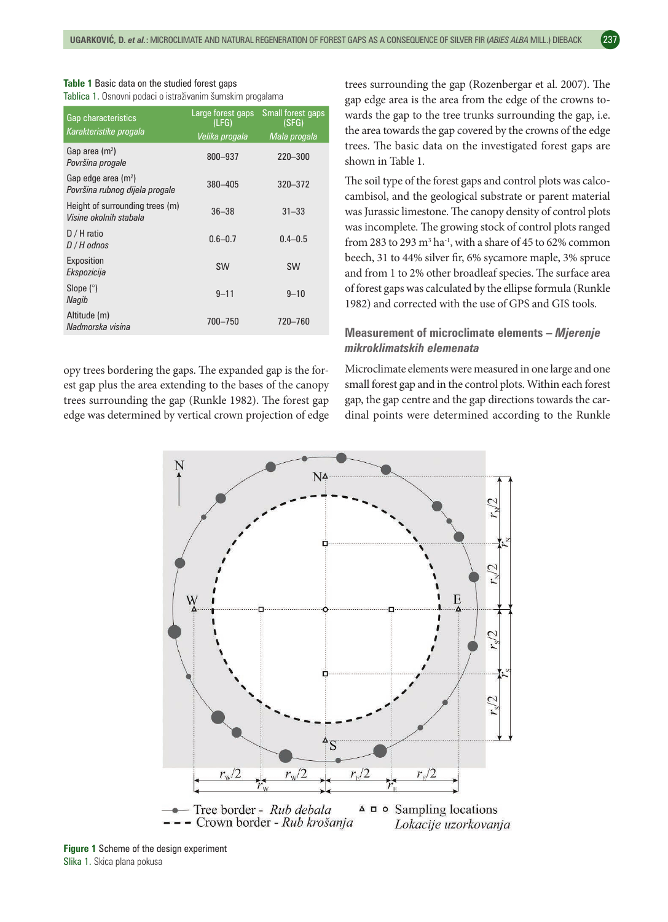**Table 1** Basic data on the studied forest gaps
Tablica 1. Osnovni podaci o istraživanim šumskim progalama

| Gap characteristics *Karakteristike progala* | Large forest gaps (LFG) *Velika progala* | Small forest gaps (SFG) *Mala progala* |
|---|---|---|
| Gap area (m²) *Površina progale* | 800–937 | 220–300 |
| Gap edge area (m²) *Površina rubnog dijela progale* | 380–405 | 320–372 |
| Height of surrounding trees (m) *Visine okolnih stabala* | 36–38 | 31–33 |
| D / H ratio *D / H odnos* | 0.6–0.7 | 0.4–0.5 |
| Exposition *Ekspozicija* | SW | SW |
| Slope (°) *Nagib* | 9–11 | 9–10 |
| Altitude (m) *Nadmorska visina* | 700–750 | 720–760 |

opy trees bordering the gaps. The expanded gap is the forest gap plus the area extending to the bases of the canopy trees surrounding the gap (Runkle 1982). The forest gap edge was determined by vertical crown projection of edge trees surrounding the gap (Rozenbergar et al. 2007). The gap edge area is the area from the edge of the crowns towards the gap to the tree trunks surrounding the gap, i.e. the area towards the gap covered by the crowns of the edge trees. The basic data on the investigated forest gaps are shown in Table 1.

The soil type of the forest gaps and control plots was calcocambisol, and the geological substrate or parent material was Jurassic limestone. The canopy density of control plots was incomplete. The growing stock of control plots ranged from 283 to 293 m³ ha⁻¹, with a share of 45 to 62% common beech, 31 to 44% silver fir, 6% sycamore maple, 3% spruce and from 1 to 2% other broadleaf species. The surface area of forest gaps was calculated by the ellipse formula (Runkle 1982) and corrected with the use of GPS and GIS tools.

### Measurement of microclimate elements – *Mjerenje mikroklimatskih elemenata*

Microclimate elements were measured in one large and one small forest gap and in the control plots. Within each forest gap, the gap centre and the gap directions towards the cardinal points were determined according to the Runkle

**Figure 1** Scheme of the design experiment
Slika 1. Skica plana pokusa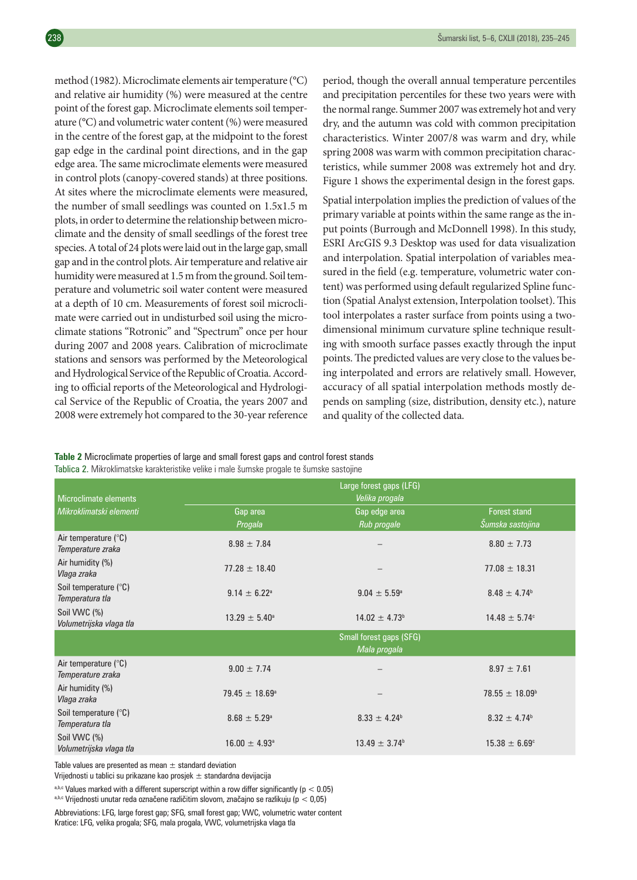method (1982). Microclimate elements air temperature (°C) and relative air humidity (%) were measured at the centre point of the forest gap. Microclimate elements soil temperature (°C) and volumetric water content (%) were measured in the centre of the forest gap, at the midpoint to the forest gap edge in the cardinal point directions, and in the gap edge area. The same microclimate elements were measured in control plots (canopy-covered stands) at three positions. At sites where the microclimate elements were measured, the number of small seedlings was counted on 1.5x1.5 m plots, in order to determine the relationship between microclimate and the density of small seedlings of the forest tree species. A total of 24 plots were laid out in the large gap, small gap and in the control plots. Air temperature and relative air humidity were measured at 1.5 m from the ground. Soil temperature and volumetric soil water content were measured at a depth of 10 cm. Measurements of forest soil microclimate were carried out in undisturbed soil using the microclimate stations "Rotronic" and "Spectrum" once per hour during 2007 and 2008 years. Calibration of microclimate stations and sensors was performed by the Meteorological and Hydrological Service of the Republic of Croatia. According to official reports of the Meteorological and Hydrological Service of the Republic of Croatia, the years 2007 and 2008 were extremely hot compared to the 30-year reference period, though the overall annual temperature percentiles and precipitation percentiles for these two years were with the normal range. Summer 2007 was extremely hot and very dry, and the autumn was cold with common precipitation characteristics. Winter 2007/8 was warm and dry, while spring 2008 was warm with common precipitation characteristics, while summer 2008 was extremely hot and dry. Figure 1 shows the experimental design in the forest gaps.

Spatial interpolation implies the prediction of values of the primary variable at points within the same range as the input points (Burrough and McDonnell 1998). In this study, ESRI ArcGIS 9.3 Desktop was used for data visualization and interpolation. Spatial interpolation of variables measured in the field (e.g. temperature, volumetric water content) was performed using default regularized Spline function (Spatial Analyst extension, Interpolation toolset). This tool interpolates a raster surface from points using a two-dimensional minimum curvature spline technique resulting with smooth surface passes exactly through the input points. The predicted values are very close to the values being interpolated and errors are relatively small. However, accuracy of all spatial interpolation methods mostly depends on sampling (size, distribution, density etc.), nature and quality of the collected data.

**Table 2** Microclimate properties of large and small forest gaps and control forest stands
Tablica 2. Mikroklimatske karakteristike velike i male šumske progale te šumske sastojine

| Microclimate elements / *Mikroklimatski elementi* | Large forest gaps (LFG) / *Velika progala* | | |
|---|---|---|---|
| | Gap area / *Progala* | Gap edge area / *Rub progale* | Forest stand / *Šumska sastojina* |
| Air temperature (°C) / *Temperature zraka* | 8.98 ± 7.84 | – | 8.80 ± 7.73 |
| Air humidity (%) / *Vlaga zraka* | 77.28 ± 18.40 | – | 77.08 ± 18.31 |
| Soil temperature (°C) / *Temperatura tla* | 9.14 ± 6.22[a] | 9.04 ± 5.59[a] | 8.48 ± 4.74[b] |
| Soil VWC (%) / *Volumetrijska vlaga tla* | 13.29 ± 5.40[a] | 14.02 ± 4.73[b] | 14.48 ± 5.74[c] |
| | Small forest gaps (SFG) / *Mala progala* | | |
| Air temperature (°C) / *Temperature zraka* | 9.00 ± 7.74 | – | 8.97 ± 7.61 |
| Air humidity (%) / *Vlaga zraka* | 79.45 ± 18.69[a] | – | 78.55 ± 18.09[b] |
| Soil temperature (°C) / *Temperatura tla* | 8.68 ± 5.29[a] | 8.33 ± 4.24[b] | 8.32 ± 4.74[b] |
| Soil VWC (%) / *Volumetrijska vlaga tla* | 16.00 ± 4.93[a] | 13.49 ± 3.74[b] | 15.38 ± 6.69[c] |

Table values are presented as mean ± standard deviation
Vrijednosti u tablici su prikazane kao prosjek ± standardna devijacija

[a,b,c] Values marked with a different superscript within a row differ significantly ($p < 0.05$)
[a,b,c] Vrijednosti unutar reda označene različitim slovom, značajno se razlikuju ($p < 0,05$)

Abbreviations: LFG, large forest gap; SFG, small forest gap; VWC, volumetric water content
Kratice: LFG, velika progala; SFG, mala progala, VWC, volumetrijska vlaga tla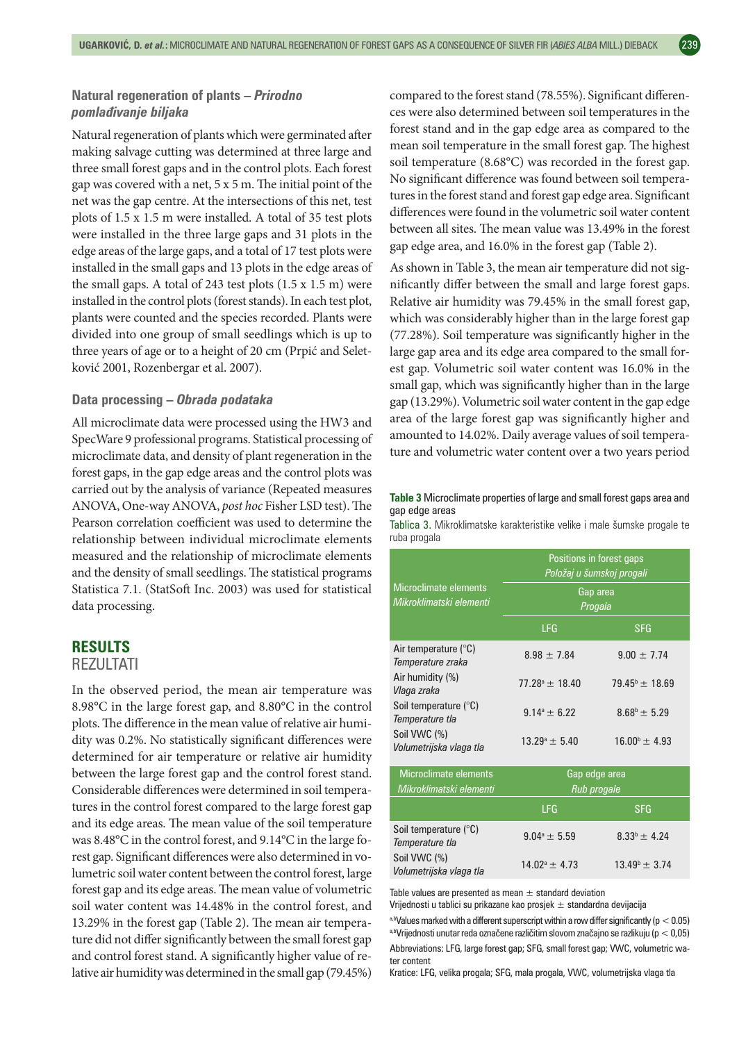### Natural regeneration of plants – *Prirodno pomlađivanje biljaka*

Natural regeneration of plants which were germinated after making salvage cutting was determined at three large and three small forest gaps and in the control plots. Each forest gap was covered with a net, 5 x 5 m. The initial point of the net was the gap centre. At the intersections of this net, test plots of 1.5 x 1.5 m were installed. A total of 35 test plots were installed in the three large gaps and 31 plots in the edge areas of the large gaps, and a total of 17 test plots were installed in the small gaps and 13 plots in the edge areas of the small gaps. A total of 243 test plots (1.5 x 1.5 m) were installed in the control plots (forest stands). In each test plot, plants were counted and the species recorded. Plants were divided into one group of small seedlings which is up to three years of age or to a height of 20 cm (Prpić and Seletković 2001, Rozenbergar et al. 2007).

### Data processing – *Obrada podataka*

All microclimate data were processed using the HW3 and SpecWare 9 professional programs. Statistical processing of microclimate data, and density of plant regeneration in the forest gaps, in the gap edge areas and the control plots was carried out by the analysis of variance (Repeated measures ANOVA, One-way ANOVA, *post hoc* Fisher LSD test). The Pearson correlation coefficient was used to determine the relationship between individual microclimate elements measured and the relationship of microclimate elements and the density of small seedlings. The statistical programs Statistica 7.1. (StatSoft Inc. 2003) was used for statistical data processing.

## RESULTS
## REZULTATI

In the observed period, the mean air temperature was 8.98°C in the large forest gap, and 8.80°C in the control plots. The difference in the mean value of relative air humidity was 0.2%. No statistically significant differences were determined for air temperature or relative air humidity between the large forest gap and the control forest stand. Considerable differences were determined in soil temperatures in the control forest compared to the large forest gap and its edge areas. The mean value of the soil temperature was 8.48°C in the control forest, and 9.14°C in the large forest gap. Significant differences were also determined in volumetric soil water content between the control forest, large forest gap and its edge areas. The mean value of volumetric soil water content was 14.48% in the control forest, and 13.29% in the forest gap (Table 2). The mean air temperature did not differ significantly between the small forest gap and control forest stand. A significantly higher value of relative air humidity was determined in the small gap (79.45%) compared to the forest stand (78.55%). Significant differences were also determined between soil temperatures in the forest stand and in the gap edge area as compared to the mean soil temperature in the small forest gap. The highest soil temperature (8.68°C) was recorded in the forest gap. No significant difference was found between soil temperatures in the forest stand and forest gap edge area. Significant differences were found in the volumetric soil water content between all sites. The mean value was 13.49% in the forest gap edge area, and 16.0% in the forest gap (Table 2).

As shown in Table 3, the mean air temperature did not significantly differ between the small and large forest gaps. Relative air humidity was 79.45% in the small forest gap, which was considerably higher than in the large forest gap (77.28%). Soil temperature was significantly higher in the large gap area and its edge area compared to the small forest gap. Volumetric soil water content was 16.0% in the small gap, which was significantly higher than in the large gap (13.29%). Volumetric soil water content in the gap edge area of the large forest gap was significantly higher and amounted to 14.02%. Daily average values of soil temperature and volumetric water content over a two years period

**Table 3** Microclimate properties of large and small forest gaps area and gap edge areas

Tablica 3. Mikroklimatske karakteristike velike i male šumske progale te ruba progala

| Microclimate elements *Mikroklimatski elementi* | Positions in forest gaps *Položaj u šumskoj progali* | |
|---|---|---|
| | Gap area *Progala* | |
| | LFG | SFG |
| Air temperature (°C) *Temperature zraka* | 8.98 ± 7.84 | 9.00 ± 7.74 |
| Air humidity (%) *Vlaga zraka* | 77.28[a] ± 18.40 | 79.45[b] ± 18.69 |
| Soil temperature (°C) *Temperature tla* | 9.14[a] ± 6.22 | 8.68[b] ± 5.29 |
| Soil VWC (%) *Volumetrijska vlaga tla* | 13.29[a] ± 5.40 | 16.00[b] ± 4.93 |
| **Microclimate elements** *Mikroklimatski elementi* | Gap edge area *Rub progale* | |
| | LFG | SFG |
| Soil temperature (°C) *Temperature tla* | 9.04[a] ± 5.59 | 8.33[b] ± 4.24 |
| Soil VWC (%) *Volumetrijska vlaga tla* | 14.02[a] ± 4.73 | 13.49[b] ± 3.74 |

Table values are presented as mean ± standard deviation

Vrijednosti u tablici su prikazane kao prosjek ± standardna devijacija

[a,b]Values marked with a different superscript within a row differ significantly ($p < 0.05$)

[a,b]Vrijednosti unutar reda označene različitim slovom značajno se razlikuju ($p < 0,05$)

Abbreviations: LFG, large forest gap; SFG, small forest gap; VWC, volumetric water content

Kratice: LFG, velika progala; SFG, mala progala, VWC, volumetrijska vlaga tla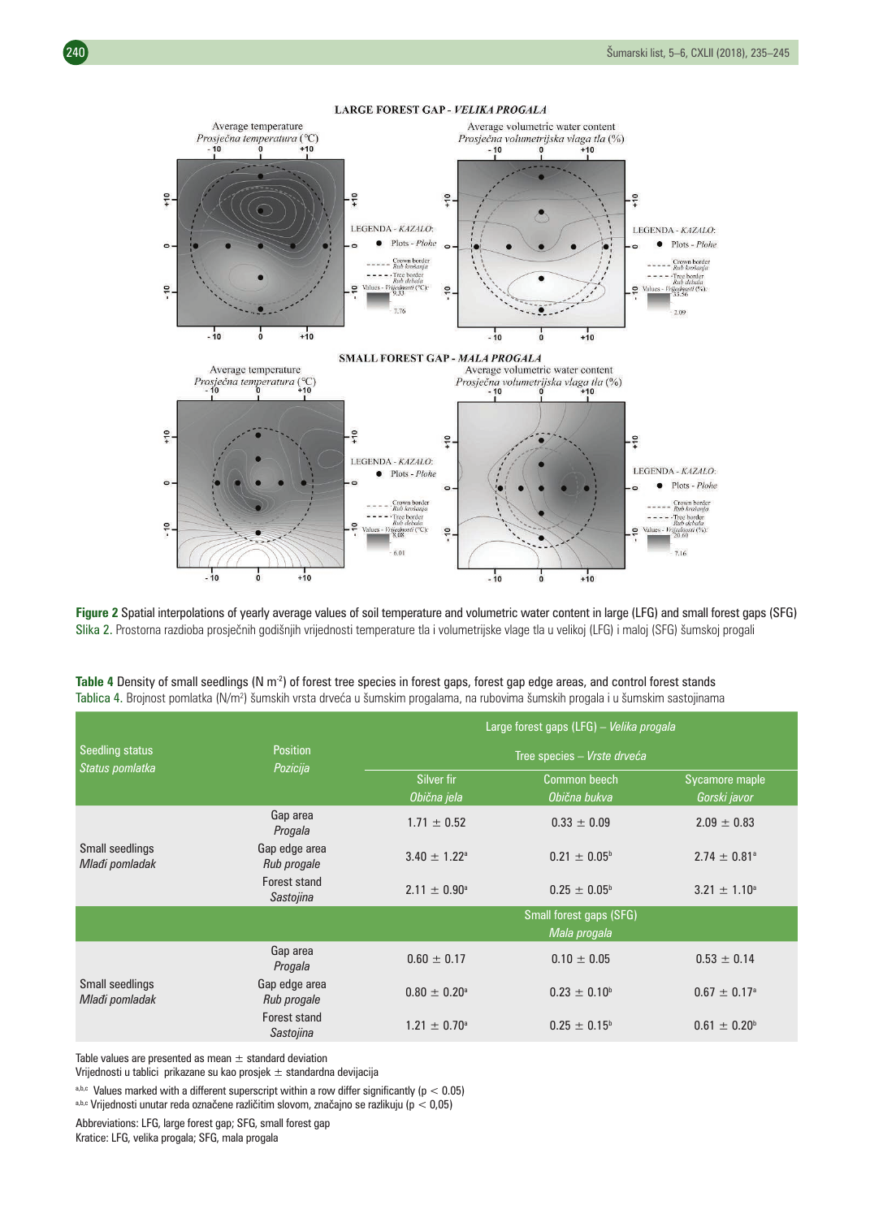**Figure 2** Spatial interpolations of yearly average values of soil temperature and volumetric water content in large (LFG) and small forest gaps (SFG)
Slika 2. Prostorna razdioba prosječnih godišnjih vrijednosti temperature tla i volumetrijske vlage tla u velikoj (LFG) i maloj (SFG) šumskoj progali

**Table 4** Density of small seedlings (N m$^{-2}$) of forest tree species in forest gaps, forest gap edge areas, and control forest stands
Tablica 4. Brojnost pomlatka (N/m$^2$) šumskih vrsta drveća u šumskim progalama, na rubovima šumskih progala i u šumskim sastojinama

| Seedling status *Status pomlatka* | Position *Pozicija* | Large forest gaps (LFG) – *Velika progala* | | |
|---|---|---|---|---|
| | | Tree species – *Vrste drveća* | | |
| | | Silver fir *Obična jela* | Common beech *Obična bukva* | Sycamore maple *Gorski javor* |
| Small seedlings *Mlađi pomladak* | Gap area *Progala* | 1.71 ± 0.52 | 0.33 ± 0.09 | 2.09 ± 0.83 |
| | Gap edge area *Rub progale* | 3.40 ± 1.22$^a$ | 0.21 ± 0.05$^b$ | 2.74 ± 0.81$^a$ |
| | Forest stand *Sastojina* | 2.11 ± 0.90$^a$ | 0.25 ± 0.05$^b$ | 3.21 ± 1.10$^a$ |
| | | Small forest gaps (SFG) *Mala progala* | | |
| Small seedlings *Mlađi pomladak* | Gap area *Progala* | 0.60 ± 0.17 | 0.10 ± 0.05 | 0.53 ± 0.14 |
| | Gap edge area *Rub progale* | 0.80 ± 0.20$^a$ | 0.23 ± 0.10$^b$ | 0.67 ± 0.17$^a$ |
| | Forest stand *Sastojina* | 1.21 ± 0.70$^a$ | 0.25 ± 0.15$^b$ | 0.61 ± 0.20$^b$ |

Table values are presented as mean ± standard deviation
Vrijednosti u tablici prikazane su kao prosjek ± standardna devijacija

[a,b,c] Values marked with a different superscript within a row differ significantly ($p < 0.05$)
[a,b,c] Vrijednosti unutar reda označene različitim slovom, značajno se razlikuju ($p < 0,05$)

Abbreviations: LFG, large forest gap; SFG, small forest gap
Kratice: LFG, velika progala; SFG, mala progala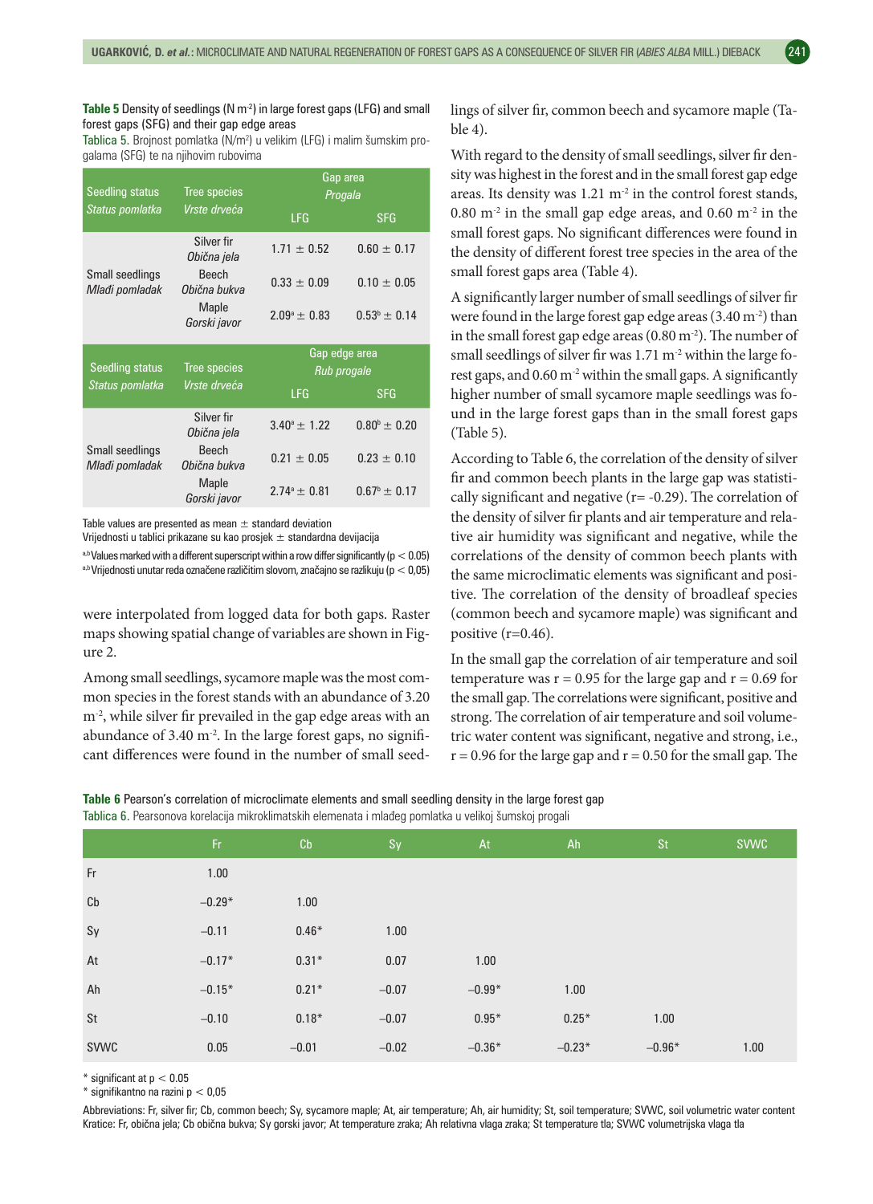**Table 5** Density of seedlings (N m$^{-2}$) in large forest gaps (LFG) and small forest gaps (SFG) and their gap edge areas

Tablica 5. Brojnost pomlatka (N/m$^2$) u velikim (LFG) i malim šumskim progalama (SFG) te na njihovim rubovima

| Seedling status *Status pomlatka* | Tree species *Vrste drveća* | Gap area *Progala* | |
|---|---|---|---|
| | | LFG | SFG |
| Small seedlings *Mlađi pomladak* | Silver fir *Obična jela* | 1.71 ± 0.52 | 0.60 ± 0.17 |
| | Beech *Obična bukva* | 0.33 ± 0.09 | 0.10 ± 0.05 |
| | Maple *Gorski javor* | 2.09$^a$ ± 0.83 | 0.53$^b$ ± 0.14 |
| **Seedling status** *Status pomlatka* | **Tree species** *Vrste drveća* | **Gap edge area** *Rub progale* | |
| | | LFG | SFG |
| Small seedlings *Mlađi pomladak* | Silver fir *Obična jela* | 3.40$^a$ ± 1.22 | 0.80$^b$ ± 0.20 |
| | Beech *Obična bukva* | 0.21 ± 0.05 | 0.23 ± 0.10 |
| | Maple *Gorski javor* | 2.74$^a$ ± 0.81 | 0.67$^b$ ± 0.17 |

Table values are presented as mean ± standard deviation
Vrijednosti u tablici prikazane su kao prosjek ± standardna devijacija

a,b Values marked with a different superscript within a row differ significantly ($p < 0.05$)
a,b Vrijednosti unutar reda označene različitim slovom, značajno se razlikuju ($p < 0,05$)

were interpolated from logged data for both gaps. Raster maps showing spatial change of variables are shown in Figure 2.

Among small seedlings, sycamore maple was the most common species in the forest stands with an abundance of 3.20 m$^{-2}$, while silver fir prevailed in the gap edge areas with an abundance of 3.40 m$^{-2}$. In the large forest gaps, no significant differences were found in the number of small seedlings of silver fir, common beech and sycamore maple (Table 4).

With regard to the density of small seedlings, silver fir density was highest in the forest and in the small forest gap edge areas. Its density was 1.21 m$^{-2}$ in the control forest stands, 0.80 m$^{-2}$ in the small gap edge areas, and 0.60 m$^{-2}$ in the small forest gaps. No significant differences were found in the density of different forest tree species in the area of the small forest gaps area (Table 4).

A significantly larger number of small seedlings of silver fir were found in the large forest gap edge areas (3.40 m$^{-2}$) than in the small forest gap edge areas (0.80 m$^{-2}$). The number of small seedlings of silver fir was 1.71 m$^{-2}$ within the large forest gaps, and 0.60 m$^{-2}$ within the small gaps. A significantly higher number of small sycamore maple seedlings was found in the large forest gaps than in the small forest gaps (Table 5).

According to Table 6, the correlation of the density of silver fir and common beech plants in the large gap was statistically significant and negative (r= -0.29). The correlation of the density of silver fir plants and air temperature and relative air humidity was significant and negative, while the correlations of the density of common beech plants with the same microclimatic elements was significant and positive. The correlation of the density of broadleaf species (common beech and sycamore maple) was significant and positive (r=0.46).

In the small gap the correlation of air temperature and soil temperature was r = 0.95 for the large gap and r = 0.69 for the small gap. The correlations were significant, positive and strong. The correlation of air temperature and soil volumetric water content was significant, negative and strong, i.e., r = 0.96 for the large gap and r = 0.50 for the small gap. The

**Table 6** Pearson's correlation of microclimate elements and small seedling density in the large forest gap

Tablica 6. Pearsonova korelacija mikroklimatskih elemenata i mlađeg pomlatka u velikoj šumskoj progali

| | Fr | Cb | Sy | At | Ah | St | SVWC |
|---|---|---|---|---|---|---|---|
| Fr | 1.00 | | | | | | |
| Cb | −0.29* | 1.00 | | | | | |
| Sy | −0.11 | 0.46* | 1.00 | | | | |
| At | −0.17* | 0.31* | 0.07 | 1.00 | | | |
| Ah | −0.15* | 0.21* | −0.07 | −0.99* | 1.00 | | |
| St | −0.10 | 0.18* | −0.07 | 0.95* | 0.25* | 1.00 | |
| SVWC | 0.05 | −0.01 | −0.02 | −0.36* | −0.23* | −0.96* | 1.00 |

\* significant at $p < 0.05$
\* signifikantno na razini $p < 0,05$

Abbreviations: Fr, silver fir; Cb, common beech; Sy, sycamore maple; At, air temperature; Ah, air humidity; St, soil temperature; SVWC, soil volumetric water content
Kratice: Fr, obična jela; Cb obična bukva; Sy gorski javor; At temperature zraka; Ah relativna vlaga zraka; St temperature tla; SVWC volumetrijska vlaga tla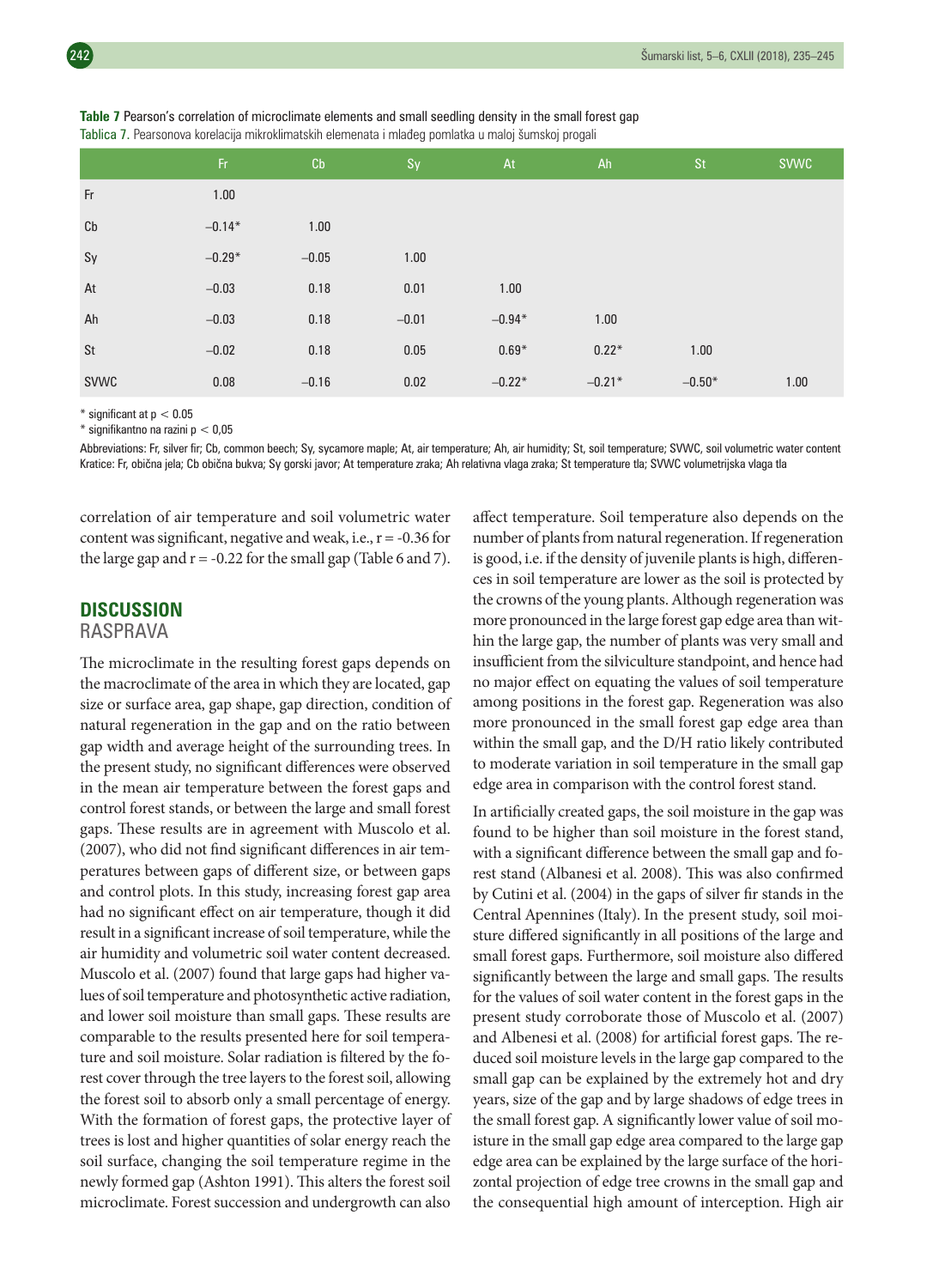**Table 7** Pearson's correlation of microclimate elements and small seedling density in the small forest gap
Tablica 7. Pearsonova korelacija mikroklimatskih elemenata i mlađeg pomlatka u maloj šumskoj progali

| | Fr | Cb | Sy | At | Ah | St | SVWC |
|---|---|---|---|---|---|---|---|
| Fr | 1.00 | | | | | | |
| Cb | −0.14* | 1.00 | | | | | |
| Sy | −0.29* | −0.05 | 1.00 | | | | |
| At | −0.03 | 0.18 | 0.01 | 1.00 | | | |
| Ah | −0.03 | 0.18 | −0.01 | −0.94* | 1.00 | | |
| St | −0.02 | 0.18 | 0.05 | 0.69* | 0.22* | 1.00 | |
| SVWC | 0.08 | −0.16 | 0.02 | −0.22* | −0.21* | −0.50* | 1.00 |

\* significant at $p < 0.05$
\* signifikantno na razini $p < 0,05$

Abbreviations: Fr, silver fir; Cb, common beech; Sy, sycamore maple; At, air temperature; Ah, air humidity; St, soil temperature; SVWC, soil volumetric water content
Kratice: Fr, obična jela; Cb obična bukva; Sy gorski javor; At temperature zraka; Ah relativna vlaga zraka; St temperature tla; SVWC volumetrijska vlaga tla

correlation of air temperature and soil volumetric water content was significant, negative and weak, i.e., $r = -0.36$ for the large gap and $r = -0.22$ for the small gap (Table 6 and 7).

## DISCUSSION
## RASPRAVA

The microclimate in the resulting forest gaps depends on the macroclimate of the area in which they are located, gap size or surface area, gap shape, gap direction, condition of natural regeneration in the gap and on the ratio between gap width and average height of the surrounding trees. In the present study, no significant differences were observed in the mean air temperature between the forest gaps and control forest stands, or between the large and small forest gaps. These results are in agreement with Muscolo et al. (2007), who did not find significant differences in air temperatures between gaps of different size, or between gaps and control plots. In this study, increasing forest gap area had no significant effect on air temperature, though it did result in a significant increase of soil temperature, while the air humidity and volumetric soil water content decreased. Muscolo et al. (2007) found that large gaps had higher values of soil temperature and photosynthetic active radiation, and lower soil moisture than small gaps. These results are comparable to the results presented here for soil temperature and soil moisture. Solar radiation is filtered by the forest cover through the tree layers to the forest soil, allowing the forest soil to absorb only a small percentage of energy. With the formation of forest gaps, the protective layer of trees is lost and higher quantities of solar energy reach the soil surface, changing the soil temperature regime in the newly formed gap (Ashton 1991). This alters the forest soil microclimate. Forest succession and undergrowth can also affect temperature. Soil temperature also depends on the number of plants from natural regeneration. If regeneration is good, i.e. if the density of juvenile plants is high, differences in soil temperature are lower as the soil is protected by the crowns of the young plants. Although regeneration was more pronounced in the large forest gap edge area than within the large gap, the number of plants was very small and insufficient from the silviculture standpoint, and hence had no major effect on equating the values of soil temperature among positions in the forest gap. Regeneration was also more pronounced in the small forest gap edge area than within the small gap, and the D/H ratio likely contributed to moderate variation in soil temperature in the small gap edge area in comparison with the control forest stand.

In artificially created gaps, the soil moisture in the gap was found to be higher than soil moisture in the forest stand, with a significant difference between the small gap and forest stand (Albanesi et al. 2008). This was also confirmed by Cutini et al. (2004) in the gaps of silver fir stands in the Central Apennines (Italy). In the present study, soil moisture differed significantly in all positions of the large and small forest gaps. Furthermore, soil moisture also differed significantly between the large and small gaps. The results for the values of soil water content in the forest gaps in the present study corroborate those of Muscolo et al. (2007) and Albenesi et al. (2008) for artificial forest gaps. The reduced soil moisture levels in the large gap compared to the small gap can be explained by the extremely hot and dry years, size of the gap and by large shadows of edge trees in the small forest gap. A significantly lower value of soil moisture in the small gap edge area compared to the large gap edge area can be explained by the large surface of the horizontal projection of edge tree crowns in the small gap and the consequential high amount of interception. High air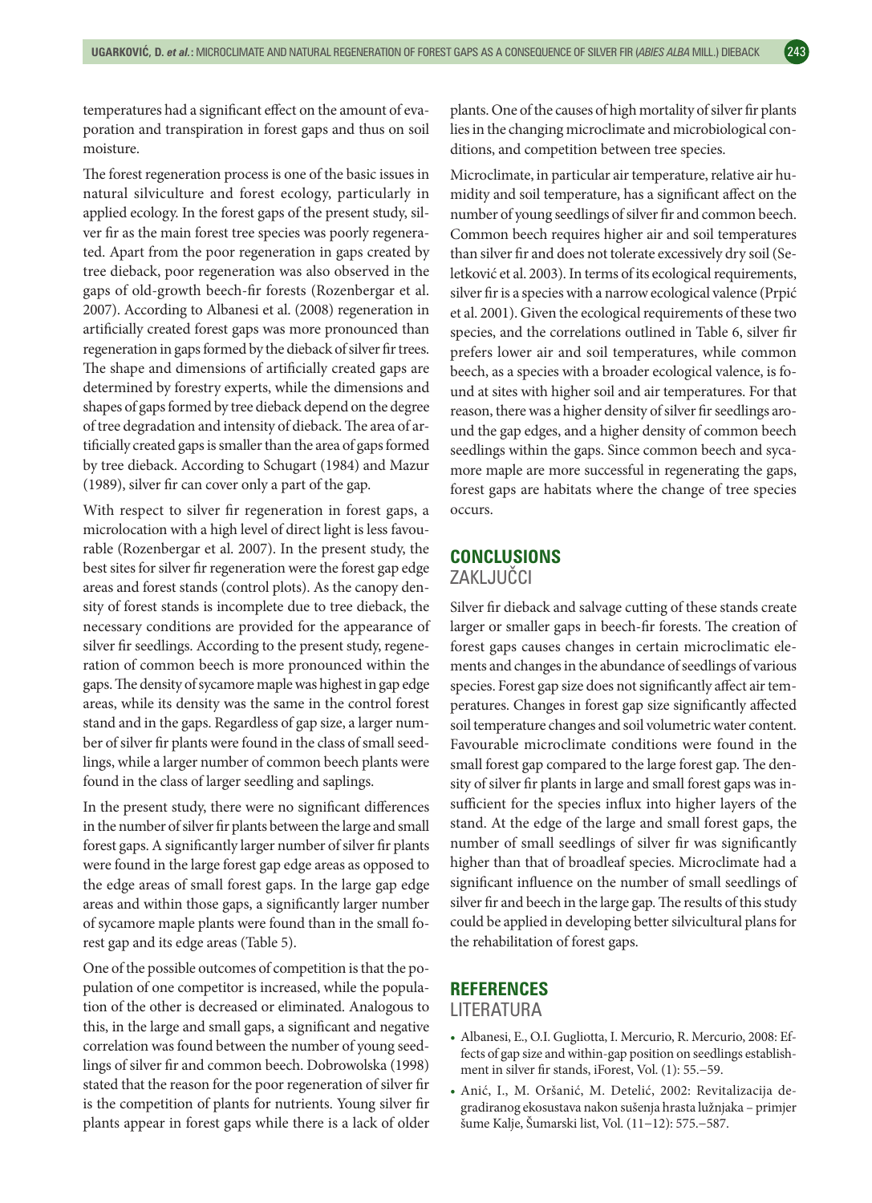temperatures had a significant effect on the amount of evaporation and transpiration in forest gaps and thus on soil moisture.

The forest regeneration process is one of the basic issues in natural silviculture and forest ecology, particularly in applied ecology. In the forest gaps of the present study, silver fir as the main forest tree species was poorly regenerated. Apart from the poor regeneration in gaps created by tree dieback, poor regeneration was also observed in the gaps of old-growth beech-fir forests (Rozenbergar et al. 2007). According to Albanesi et al. (2008) regeneration in artificially created forest gaps was more pronounced than regeneration in gaps formed by the dieback of silver fir trees. The shape and dimensions of artificially created gaps are determined by forestry experts, while the dimensions and shapes of gaps formed by tree dieback depend on the degree of tree degradation and intensity of dieback. The area of artificially created gaps is smaller than the area of gaps formed by tree dieback. According to Schugart (1984) and Mazur (1989), silver fir can cover only a part of the gap.

With respect to silver fir regeneration in forest gaps, a microlocation with a high level of direct light is less favourable (Rozenbergar et al. 2007). In the present study, the best sites for silver fir regeneration were the forest gap edge areas and forest stands (control plots). As the canopy density of forest stands is incomplete due to tree dieback, the necessary conditions are provided for the appearance of silver fir seedlings. According to the present study, regeneration of common beech is more pronounced within the gaps. The density of sycamore maple was highest in gap edge areas, while its density was the same in the control forest stand and in the gaps. Regardless of gap size, a larger number of silver fir plants were found in the class of small seedlings, while a larger number of common beech plants were found in the class of larger seedling and saplings.

In the present study, there were no significant differences in the number of silver fir plants between the large and small forest gaps. A significantly larger number of silver fir plants were found in the large forest gap edge areas as opposed to the edge areas of small forest gaps. In the large gap edge areas and within those gaps, a significantly larger number of sycamore maple plants were found than in the small forest gap and its edge areas (Table 5).

One of the possible outcomes of competition is that the population of one competitor is increased, while the population of the other is decreased or eliminated. Analogous to this, in the large and small gaps, a significant and negative correlation was found between the number of young seedlings of silver fir and common beech. Dobrowolska (1998) stated that the reason for the poor regeneration of silver fir is the competition of plants for nutrients. Young silver fir plants appear in forest gaps while there is a lack of older plants. One of the causes of high mortality of silver fir plants lies in the changing microclimate and microbiological conditions, and competition between tree species.

Microclimate, in particular air temperature, relative air humidity and soil temperature, has a significant affect on the number of young seedlings of silver fir and common beech. Common beech requires higher air and soil temperatures than silver fir and does not tolerate excessively dry soil (Seletković et al. 2003). In terms of its ecological requirements, silver fir is a species with a narrow ecological valence (Prpić et al. 2001). Given the ecological requirements of these two species, and the correlations outlined in Table 6, silver fir prefers lower air and soil temperatures, while common beech, as a species with a broader ecological valence, is found at sites with higher soil and air temperatures. For that reason, there was a higher density of silver fir seedlings around the gap edges, and a higher density of common beech seedlings within the gaps. Since common beech and sycamore maple are more successful in regenerating the gaps, forest gaps are habitats where the change of tree species occurs.

## CONCLUSIONS
## ZAKLJUČCI

Silver fir dieback and salvage cutting of these stands create larger or smaller gaps in beech-fir forests. The creation of forest gaps causes changes in certain microclimatic elements and changes in the abundance of seedlings of various species. Forest gap size does not significantly affect air temperatures. Changes in forest gap size significantly affected soil temperature changes and soil volumetric water content. Favourable microclimate conditions were found in the small forest gap compared to the large forest gap. The density of silver fir plants in large and small forest gaps was insufficient for the species influx into higher layers of the stand. At the edge of the large and small forest gaps, the number of small seedlings of silver fir was significantly higher than that of broadleaf species. Microclimate had a significant influence on the number of small seedlings of silver fir and beech in the large gap. The results of this study could be applied in developing better silvicultural plans for the rehabilitation of forest gaps.

## REFERENCES
## LITERATURA

- Albanesi, E., O.I. Gugliotta, I. Mercurio, R. Mercurio, 2008: Effects of gap size and within-gap position on seedlings establishment in silver fir stands, iForest, Vol. (1): 55.–59.
- Anić, I., M. Oršanić, M. Detelić, 2002: Revitalizacija degradiranog ekosustava nakon sušenja hrasta lužnjaka – primjer šume Kalje, Šumarski list, Vol. (11–12): 575.–587.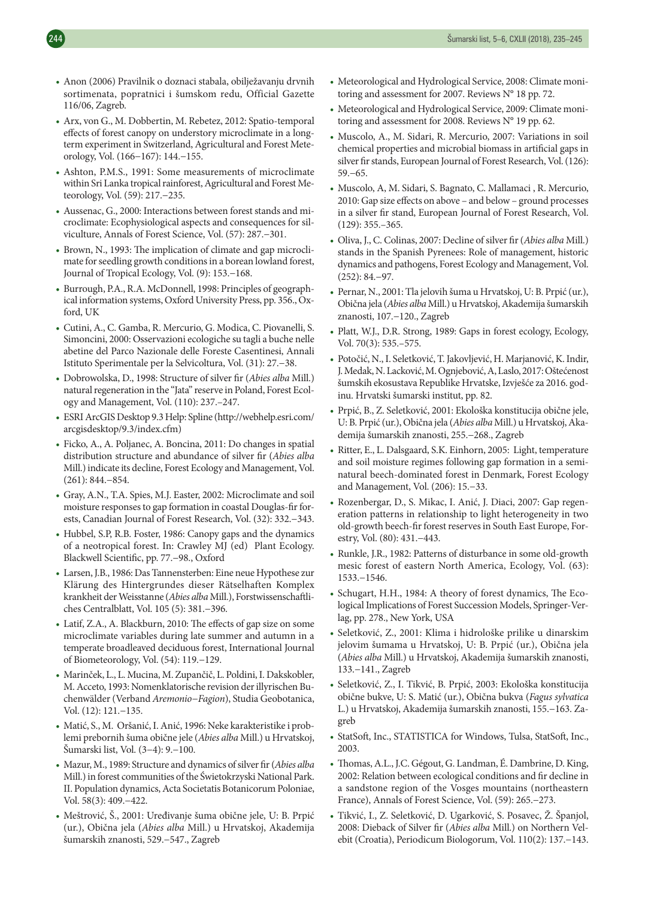- Anon (2006) Pravilnik o doznaci stabala, obilježavanju drvnih sortimenata, popratnici i šumskom redu, Official Gazette 116/06, Zagreb.
- Arx, von G., M. Dobbertin, M. Rebetez, 2012: Spatio-temporal effects of forest canopy on understory microclimate in a long-term experiment in Switzerland, Agricultural and Forest Meteorology, Vol. (166–167): 144.–155.
- Ashton, P.M.S., 1991: Some measurements of microclimate within Sri Lanka tropical rainforest, Agricultural and Forest Meteorology, Vol. (59): 217.–235.
- Aussenac, G., 2000: Interactions between forest stands and microclimate: Ecophysiological aspects and consequences for silviculture, Annals of Forest Science, Vol. (57): 287.–301.
- Brown, N., 1993: The implication of climate and gap microclimate for seedling growth conditions in a borean lowland forest, Journal of Tropical Ecology, Vol. (9): 153.–168.
- Burrough, P.A., R.A. McDonnell, 1998: Principles of geographical information systems, Oxford University Press, pp. 356., Oxford, UK
- Cutini, A., C. Gamba, R. Mercurio, G. Modica, C. Piovanelli, S. Simoncini, 2000: Osservazioni ecologiche su tagli a buche nelle abetine del Parco Nazionale delle Foreste Casentinesi, Annali Istituto Sperimentale per la Selvicoltura, Vol. (31): 27.–38.
- Dobrowolska, D., 1998: Structure of silver fir (*Abies alba* Mill.) natural regeneration in the "Jata" reserve in Poland, Forest Ecology and Management, Vol. (110): 237.–247.
- ESRI ArcGIS Desktop 9.3 Help: Spline (http://webhelp.esri.com/arcgisdesktop/9.3/index.cfm)
- Ficko, A., A. Poljanec, A. Boncina, 2011: Do changes in spatial distribution structure and abundance of silver fir (*Abies alba* Mill.) indicate its decline, Forest Ecology and Management, Vol. (261): 844.–854.
- Gray, A.N., T.A. Spies, M.J. Easter, 2002: Microclimate and soil moisture responses to gap formation in coastal Douglas-fir forests, Canadian Journal of Forest Research, Vol. (32): 332.–343.
- Hubbel, S.P, R.B. Foster, 1986: Canopy gaps and the dynamics of a neotropical forest. In: Crawley MJ (ed) Plant Ecology. Blackwell Scientific, pp. 77.–98., Oxford
- Larsen, J.B., 1986: Das Tannensterben: Eine neue Hypothese zur Klärung des Hintergrundes dieser Rätselhaften Komplex krankheit der Weisstanne (*Abies alba* Mill.), Forstwissenschaftliches Centralblatt, Vol. 105 (5): 381.–396.
- Latif, Z.A., A. Blackburn, 2010: The effects of gap size on some microclimate variables during late summer and autumn in a temperate broadleaved deciduous forest, International Journal of Biometeorology, Vol. (54): 119.–129.
- Marinček, L., L. Mucina, M. Zupančič, L. Poldini, I. Dakskobler, M. Acceto, 1993: Nomenklatorische revision der illyrischen Buchenwälder (Verband *Aremonio–Fagion*), Studia Geobotanica, Vol. (12): 121.–135.
- Matić, S., M. Oršanić, I. Anić, 1996: Neke karakteristike i problemi prebornih šuma obične jele (*Abies alba* Mill.) u Hrvatskoj, Šumarski list, Vol. (3–4): 9.–100.
- Mazur, M., 1989: Structure and dynamics of silver fir (*Abies alba* Mill.) in forest communities of the Świetokrzyski National Park. II. Population dynamics, Acta Societatis Botanicorum Poloniae, Vol. 58(3): 409.–422.
- Meštrović, Š., 2001: Uređivanje šuma obične jele, U: B. Prpić (ur.), Obična jela (*Abies alba* Mill.) u Hrvatskoj, Akademija šumarskih znanosti, 529.–547., Zagreb
- Meteorological and Hydrological Service, 2008: Climate monitoring and assessment for 2007. Reviews N° 18 pp. 72.
- Meteorological and Hydrological Service, 2009: Climate monitoring and assessment for 2008. Reviews N° 19 pp. 62.
- Muscolo, A., M. Sidari, R. Mercurio, 2007: Variations in soil chemical properties and microbial biomass in artificial gaps in silver fir stands, European Journal of Forest Research, Vol. (126): 59.–65.
- Muscolo, A, M. Sidari, S. Bagnato, C. Mallamaci , R. Mercurio, 2010: Gap size effects on above – and below – ground processes in a silver fir stand, European Journal of Forest Research, Vol. (129): 355.–365.
- Oliva, J., C. Colinas, 2007: Decline of silver fir (*Abies alba* Mill.) stands in the Spanish Pyrenees: Role of management, historic dynamics and pathogens, Forest Ecology and Management, Vol. (252): 84.–97.
- Pernar, N., 2001: Tla jelovih šuma u Hrvatskoj, U: B. Prpić (ur.), Obična jela (*Abies alba* Mill.) u Hrvatskoj, Akademija šumarskih znanosti, 107.–120., Zagreb
- Platt, W.J., D.R. Strong, 1989: Gaps in forest ecology, Ecology, Vol. 70(3): 535.–575.
- Potočić, N., I. Seletković, T. Jakovljević, H. Marjanović, K. Indir, J. Medak, N. Lacković, M. Ognjebović, A, Laslo, 2017: Oštećenost šumskih ekosustava Republike Hrvatske, Izvješće za 2016. godinu. Hrvatski šumarski institut, pp. 82.
- Prpić, B., Z. Seletković, 2001: Ekološka konstitucija obične jele, U: B. Prpić (ur.), Obična jela (*Abies alba* Mill.) u Hrvatskoj, Akademija šumarskih znanosti, 255.–268., Zagreb
- Ritter, E., L. Dalsgaard, S.K. Einhorn, 2005: Light, temperature and soil moisture regimes following gap formation in a semi-natural beech-dominated forest in Denmark, Forest Ecology and Management, Vol. (206): 15.–33.
- Rozenbergar, D., S. Mikac, I. Anić, J. Diaci, 2007: Gap regeneration patterns in relationship to light heterogeneity in two old-growth beech-fir forest reserves in South East Europe, Forestry, Vol. (80): 431.–443.
- Runkle, J.R., 1982: Patterns of disturbance in some old-growth mesic forest of eastern North America, Ecology, Vol. (63): 1533.–1546.
- Schugart, H.H., 1984: A theory of forest dynamics, The Ecological Implications of Forest Succession Models, Springer-Verlag, pp. 278., New York, USA
- Seletković, Z., 2001: Klima i hidrološke prilike u dinarskim jelovim šumama u Hrvatskoj, U: B. Prpić (ur.), Obična jela (*Abies alba* Mill.) u Hrvatskoj, Akademija šumarskih znanosti, 133.–141., Zagreb
- Seletković, Z., I. Tikvić, B. Prpić, 2003: Ekološka konstitucija obične bukve, U: S. Matić (ur.), Obična bukva (*Fagus sylvatica* L.) u Hrvatskoj, Akademija šumarskih znanosti, 155.–163. Zagreb
- StatSoft, Inc., STATISTICA for Windows, Tulsa, StatSoft, Inc., 2003.
- Thomas, A.L., J.C. Gégout, G. Landman, É. Dambrine, D. King, 2002: Relation between ecological conditions and fir decline in a sandstone region of the Vosges mountains (northeastern France), Annals of Forest Science, Vol. (59): 265.–273.
- Tikvić, I., Z. Seletković, D. Ugarković, S. Posavec, Ž. Španjol, 2008: Dieback of Silver fir (*Abies alba* Mill.) on Northern Velebit (Croatia), Periodicum Biologorum, Vol. 110(2): 137.–143.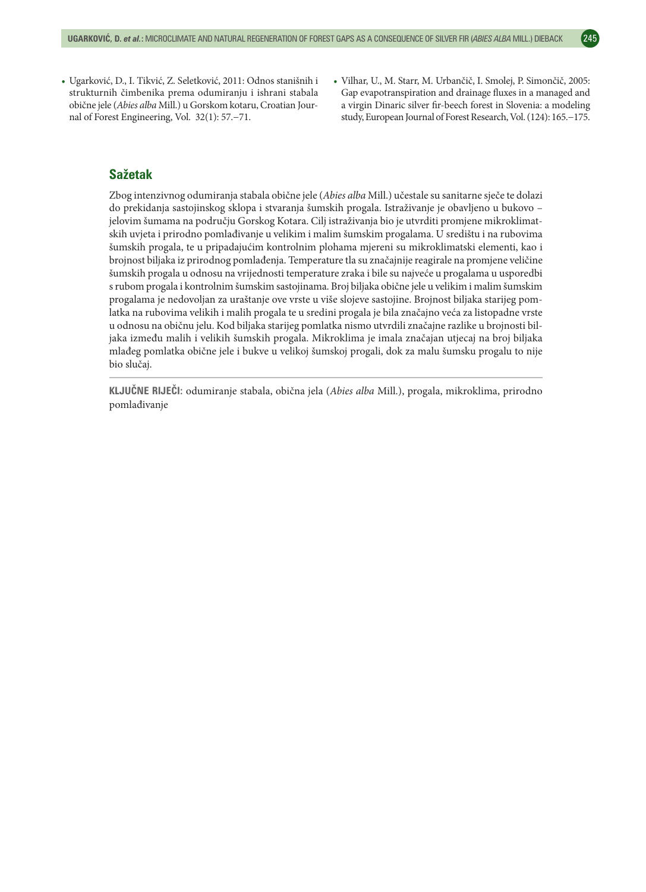- Ugarković, D., I. Tikvić, Z. Seletković, 2011: Odnos stanišnih i strukturnih čimbenika prema odumiranju i ishrani stabala obične jele (*Abies alba* Mill.) u Gorskom kotaru, Croatian Journal of Forest Engineering, Vol. 32(1): 57.–71.
- Vilhar, U., M. Starr, M. Urbančič, I. Smolej, P. Simončič, 2005: Gap evapotranspiration and drainage fluxes in a managed and a virgin Dinaric silver fir-beech forest in Slovenia: a modeling study, European Journal of Forest Research, Vol. (124): 165.–175.

## Sažetak

Zbog intenzivnog odumiranja stabala obične jele (*Abies alba* Mill.) učestale su sanitarne sječe te dolazi do prekidanja sastojinskog sklopa i stvaranja šumskih progala. Istraživanje je obavljeno u bukovo – jelovim šumama na području Gorskog Kotara. Cilj istraživanja bio je utvrditi promjene mikroklimatskih uvjeta i prirodno pomlađivanje u velikim i malim šumskim progalama. U središtu i na rubovima šumskih progala, te u pripadajućim kontrolnim plohama mjereni su mikroklimatski elementi, kao i brojnost biljaka iz prirodnog pomlađenja. Temperature tla su značajnije reagirale na promjene veličine šumskih progala u odnosu na vrijednosti temperature zraka i bile su najveće u progalama u usporedbi s rubom progala i kontrolnim šumskim sastojinama. Broj biljaka obične jele u velikim i malim šumskim progalama je nedovoljan za uraštanje ove vrste u više slojeve sastojine. Brojnost biljaka starijeg pomlatka na rubovima velikih i malih progala te u sredini progala je bila značajno veća za listopadne vrste u odnosu na običnu jelu. Kod biljaka starijeg pomlatka nismo utvrdili značajne razlike u brojnosti biljaka između malih i velikih šumskih progala. Mikroklima je imala značajan utjecaj na broj biljaka mlađeg pomlatka obične jele i bukve u velikoj šumskoj progali, dok za malu šumsku progalu to nije bio slučaj.

**KLJUČNE RIJEČI:** odumiranje stabala, obična jela (*Abies alba* Mill.), progala, mikroklima, prirodno pomlađivanje